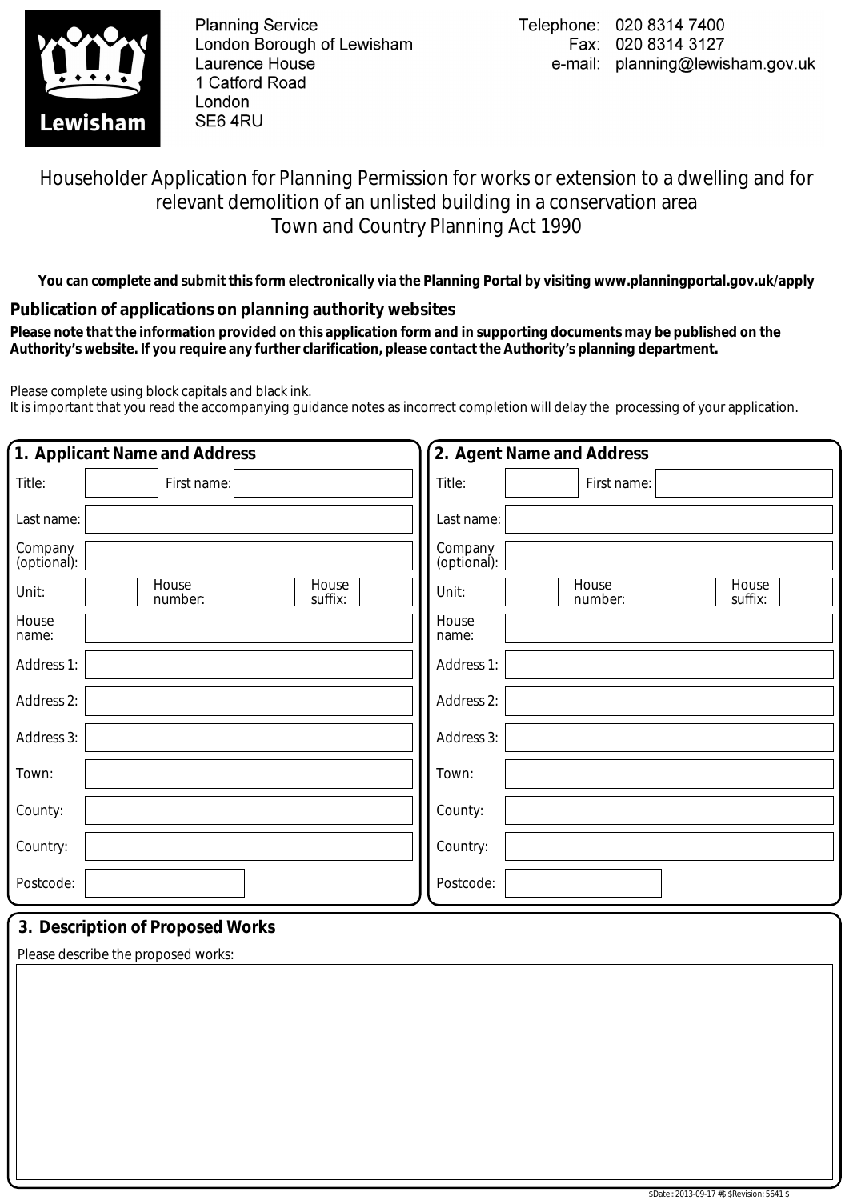Planning Service
London Borough of Lewisham
Laurence House
1 Catford Road
London
SE6 4RU

Telephone: 020 8314 7400
Fax: 020 8314 3127
e-mail: planning@lewisham.gov.uk

# Householder Application for Planning Permission for works or extension to a dwelling and for relevant demolition of an unlisted building in a conservation area
## Town and Country Planning Act 1990

**You can complete and submit this form electronically via the Planning Portal by visiting www.planningportal.gov.uk/apply**

### Publication of applications on planning authority websites

**Please note that the information provided on this application form and in supporting documents may be published on the Authority's website. If you require any further clarification, please contact the Authority's planning department.**

Please complete using block capitals and black ink.
It is important that you read the accompanying guidance notes as incorrect completion will delay the processing of your application.

### 1. Applicant Name and Address

| Field | |
|---|---|
| Title: | |
| First name: | |
| Last name: | |
| Company (optional): | |
| Unit: | |
| House number: | |
| House suffix: | |
| House name: | |
| Address 1: | |
| Address 2: | |
| Address 3: | |
| Town: | |
| County: | |
| Country: | |
| Postcode: | |

### 2. Agent Name and Address

| Field | |
|---|---|
| Title: | |
| First name: | |
| Last name: | |
| Company (optional): | |
| Unit: | |
| House number: | |
| House suffix: | |
| House name: | |
| Address 1: | |
| Address 2: | |
| Address 3: | |
| Town: | |
| County: | |
| Country: | |
| Postcode: | |

### 3. Description of Proposed Works

Please describe the proposed works:

$Date:: 2013-09-17 #$ $Revision: 5641 $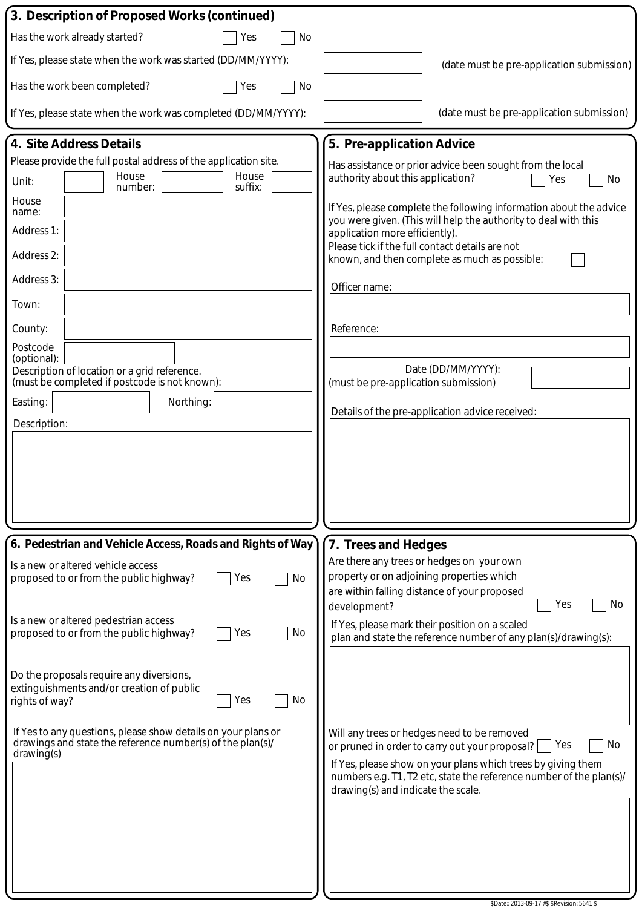## 3. Description of Proposed Works (continued)

Has the work already started? ☐ Yes ☐ No

If Yes, please state when the work was started (DD/MM/YYYY): (date must be pre-application submission)

Has the work been completed? ☐ Yes ☐ No

If Yes, please state when the work was completed (DD/MM/YYYY): (date must be pre-application submission)

## 4. Site Address Details

Please provide the full postal address of the application site.

Unit: House number: House suffix:

House name:

Address 1:

Address 2:

Address 3:

Town:

County:

Postcode (optional):

Description of location or a grid reference. (must be completed if postcode is not known):

Easting: Northing:

Description:

## 5. Pre-application Advice

Has assistance or prior advice been sought from the local authority about this application? ☐ Yes ☐ No

If Yes, please complete the following information about the advice you were given. (This will help the authority to deal with this application more efficiently).

Please tick if the full contact details are not known, and then complete as much as possible: ☐

Officer name:

Reference:

Date (DD/MM/YYYY): (must be pre-application submission)

Details of the pre-application advice received:

## 6. Pedestrian and Vehicle Access, Roads and Rights of Way

Is a new or altered vehicle access proposed to or from the public highway? ☐ Yes ☐ No

Is a new or altered pedestrian access proposed to or from the public highway? ☐ Yes ☐ No

Do the proposals require any diversions, extinguishments and/or creation of public rights of way? ☐ Yes ☐ No

If Yes to any questions, please show details on your plans or drawings and state the reference number(s) of the plan(s)/ drawing(s)

## 7. Trees and Hedges

Are there any trees or hedges on your own property or on adjoining properties which are within falling distance of your proposed development? ☐ Yes ☐ No

If Yes, please mark their position on a scaled plan and state the reference number of any plan(s)/drawing(s):

Will any trees or hedges need to be removed or pruned in order to carry out your proposal? ☐ Yes ☐ No

If Yes, please show on your plans which trees by giving them numbers e.g. T1, T2 etc, state the reference number of the plan(s)/ drawing(s) and indicate the scale.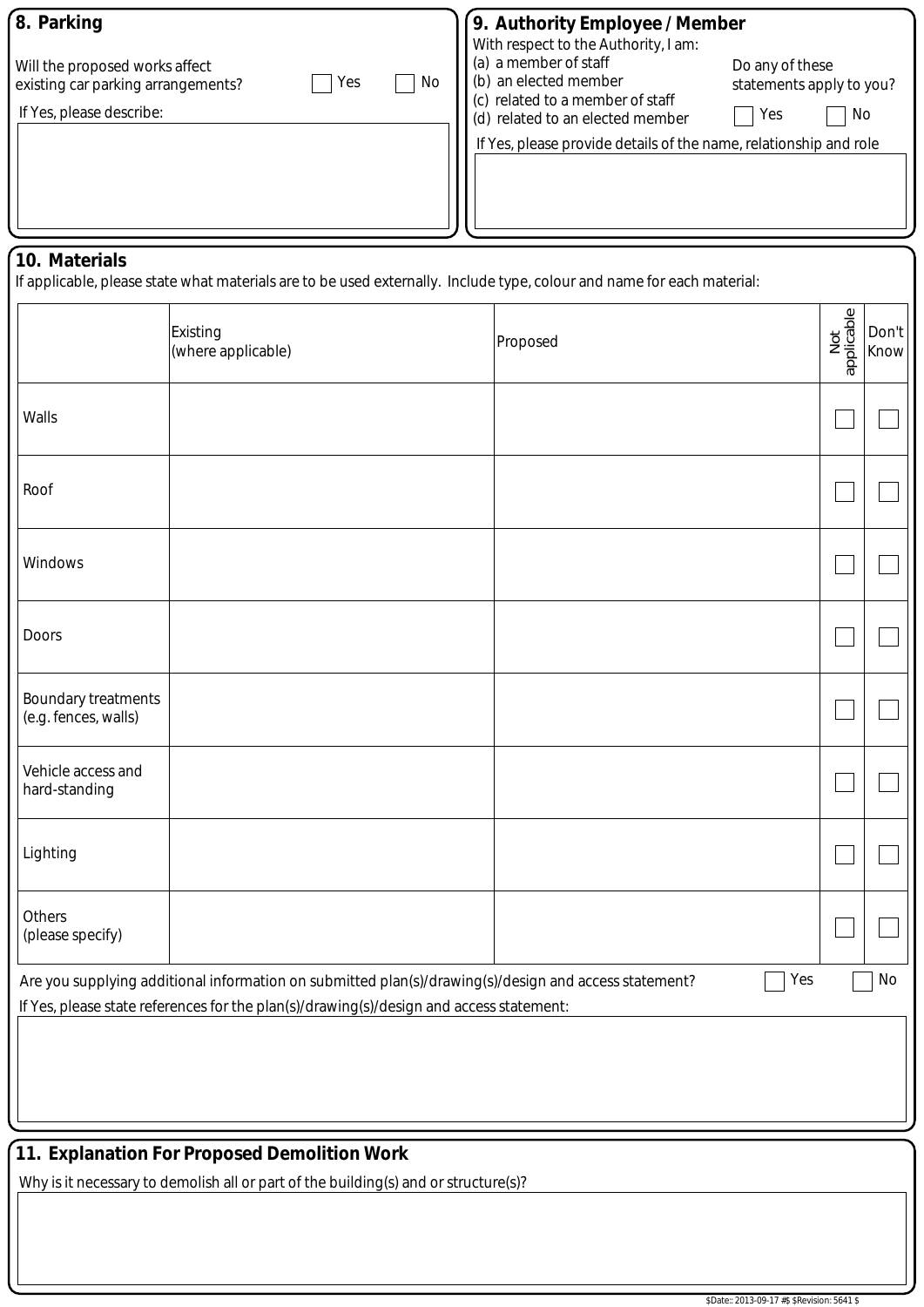## 8. Parking

Will the proposed works affect existing car parking arrangements? ☐ Yes ☐ No

If Yes, please describe:

## 9. Authority Employee / Member

With respect to the Authority, I am:

(a) a member of staff
(b) an elected member
(c) related to a member of staff
(d) related to an elected member

Do any of these statements apply to you? ☐ Yes ☐ No

If Yes, please provide details of the name, relationship and role

## 10. Materials

If applicable, please state what materials are to be used externally. Include type, colour and name for each material:

| | Existing (where applicable) | Proposed | Not applicable | Don't Know |
|---|---|---|---|---|
| Walls | | | ☐ | ☐ |
| Roof | | | ☐ | ☐ |
| Windows | | | ☐ | ☐ |
| Doors | | | ☐ | ☐ |
| Boundary treatments (e.g. fences, walls) | | | ☐ | ☐ |
| Vehicle access and hard-standing | | | ☐ | ☐ |
| Lighting | | | ☐ | ☐ |
| Others (please specify) | | | ☐ | ☐ |

Are you supplying additional information on submitted plan(s)/drawing(s)/design and access statement? ☐ Yes ☐ No

If Yes, please state references for the plan(s)/drawing(s)/design and access statement:

## 11. Explanation For Proposed Demolition Work

Why is it necessary to demolish all or part of the building(s) and or structure(s)?

$Date:: 2013-09-17 #$ $Revision: 5641 $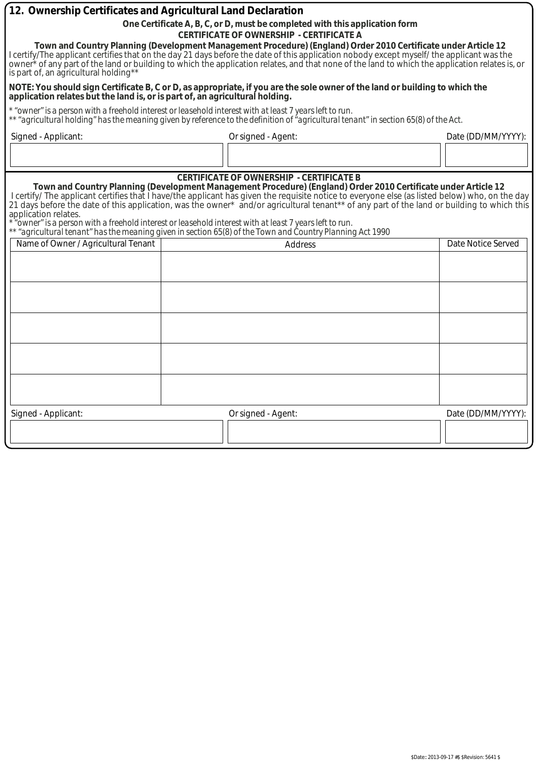## 12. Ownership Certificates and Agricultural Land Declaration

**One Certificate A, B, C, or D, must be completed with this application form**

**CERTIFICATE OF OWNERSHIP - CERTIFICATE A**

**Town and Country Planning (Development Management Procedure) (England) Order 2010 Certificate under Article 12**

I certify/The applicant certifies that on the day 21 days before the date of this application nobody except myself/ the applicant was the owner* of any part of the land or building to which the application relates, and that none of the land to which the application relates is, or is part of, an agricultural holding**

**NOTE: You should sign Certificate B, C or D, as appropriate, if you are the sole owner of the land or building to which the application relates but the land is, or is part of, an agricultural holding.**

*\* "owner" is a person with a freehold interest or leasehold interest with at least 7 years left to run.*
*\*\* "agricultural holding" has the meaning given by reference to the definition of "agricultural tenant" in section 65(8) of the Act.*

| Signed - Applicant: | Or signed - Agent: | Date (DD/MM/YYYY): |
|---|---|---|
| | | |

**CERTIFICATE OF OWNERSHIP - CERTIFICATE B**

**Town and Country Planning (Development Management Procedure) (England) Order 2010 Certificate under Article 12**

I certify/ The applicant certifies that I have/the applicant has given the requisite notice to everyone else (as listed below) who, on the day 21 days before the date of this application, was the owner* and/or agricultural tenant** of any part of the land or building to which this application relates.

*\* "owner" is a person with a freehold interest or leasehold interest with at least 7 years left to run.*
*\*\* "agricultural tenant" has the meaning given in section 65(8) of the Town and Country Planning Act 1990*

| Name of Owner / Agricultural Tenant | Address | Date Notice Served |
|---|---|---|
| | | |
| | | |
| | | |
| | | |
| | | |

| Signed - Applicant: | Or signed - Agent: | Date (DD/MM/YYYY): |
|---|---|---|
| | | |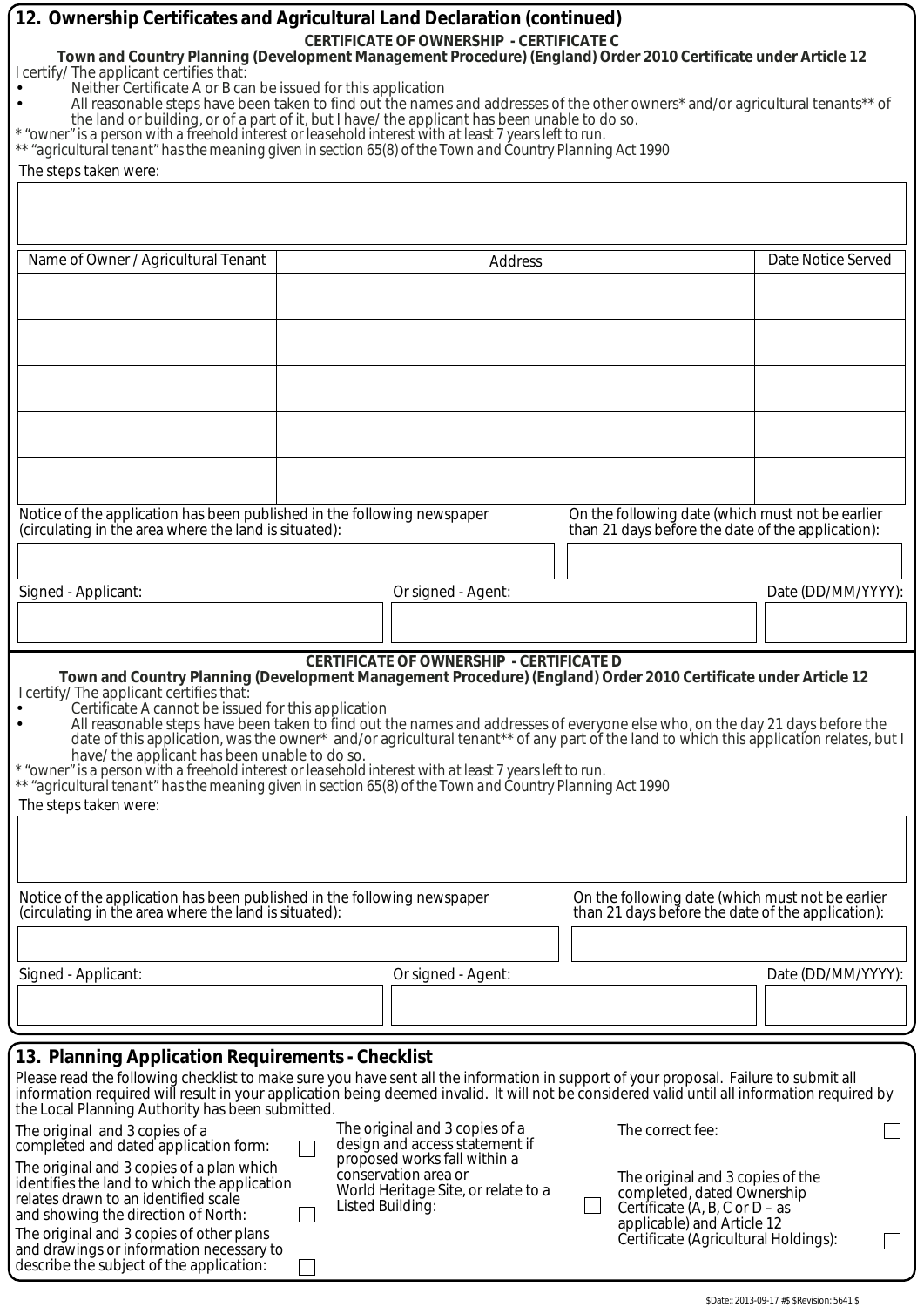## 12. Ownership Certificates and Agricultural Land Declaration (continued)

### CERTIFICATE OF OWNERSHIP - CERTIFICATE C

**Town and Country Planning (Development Management Procedure) (England) Order 2010 Certificate under Article 12**

I certify/ The applicant certifies that:

- Neither Certificate A or B can be issued for this application
- All reasonable steps have been taken to find out the names and addresses of the other owners* and/or agricultural tenants** of the land or building, or of a part of it, but I have/ the applicant has been unable to do so.

* "owner" is a person with a freehold interest or leasehold interest with at least 7 years left to run.
** "agricultural tenant" *has the meaning given in section 65(8) of the Town and Country Planning Act 1990*

The steps taken were:

| Name of Owner / Agricultural Tenant | Address | Date Notice Served |
|---|---|---|
| | | |
| | | |
| | | |
| | | |
| | | |

Notice of the application has been published in the following newspaper (circulating in the area where the land is situated):

On the following date (which must not be earlier than 21 days before the date of the application):

| Signed - Applicant: | Or signed - Agent: | Date (DD/MM/YYYY): |
|---|---|---|
| | | |

### CERTIFICATE OF OWNERSHIP - CERTIFICATE D

**Town and Country Planning (Development Management Procedure) (England) Order 2010 Certificate under Article 12**

I certify/ The applicant certifies that:

- Certificate A cannot be issued for this application
- All reasonable steps have been taken to find out the names and addresses of everyone else who, on the day 21 days before the date of this application, was the owner* and/or agricultural tenant** of any part of the land to which this application relates, but I have/ the applicant has been unable to do so.

* "owner" is a person with a freehold interest or leasehold interest with at least 7 years left to run.
** "agricultural tenant" *has the meaning given in section 65(8) of the Town and Country Planning Act 1990*

The steps taken were:

Notice of the application has been published in the following newspaper (circulating in the area where the land is situated):

On the following date (which must not be earlier than 21 days before the date of the application):

| Signed - Applicant: | Or signed - Agent: | Date (DD/MM/YYYY): |
|---|---|---|
| | | |

## 13. Planning Application Requirements - Checklist

Please read the following checklist to make sure you have sent all the information in support of your proposal. Failure to submit all information required will result in your application being deemed invalid. It will not be considered valid until all information required by the Local Planning Authority has been submitted.

- [ ] The original and 3 copies of a completed and dated application form:
- [ ] The original and 3 copies of a plan which identifies the land to which the application relates drawn to an identified scale and showing the direction of North:
- [ ] The original and 3 copies of other plans and drawings or information necessary to describe the subject of the application:
- [ ] The original and 3 copies of a design and access statement if proposed works fall within a conservation area or World Heritage Site, or relate to a Listed Building:
- [ ] The correct fee:
- [ ] The original and 3 copies of the completed, dated Ownership Certificate (A, B, C or D – as applicable) and Article 12 Certificate (Agricultural Holdings):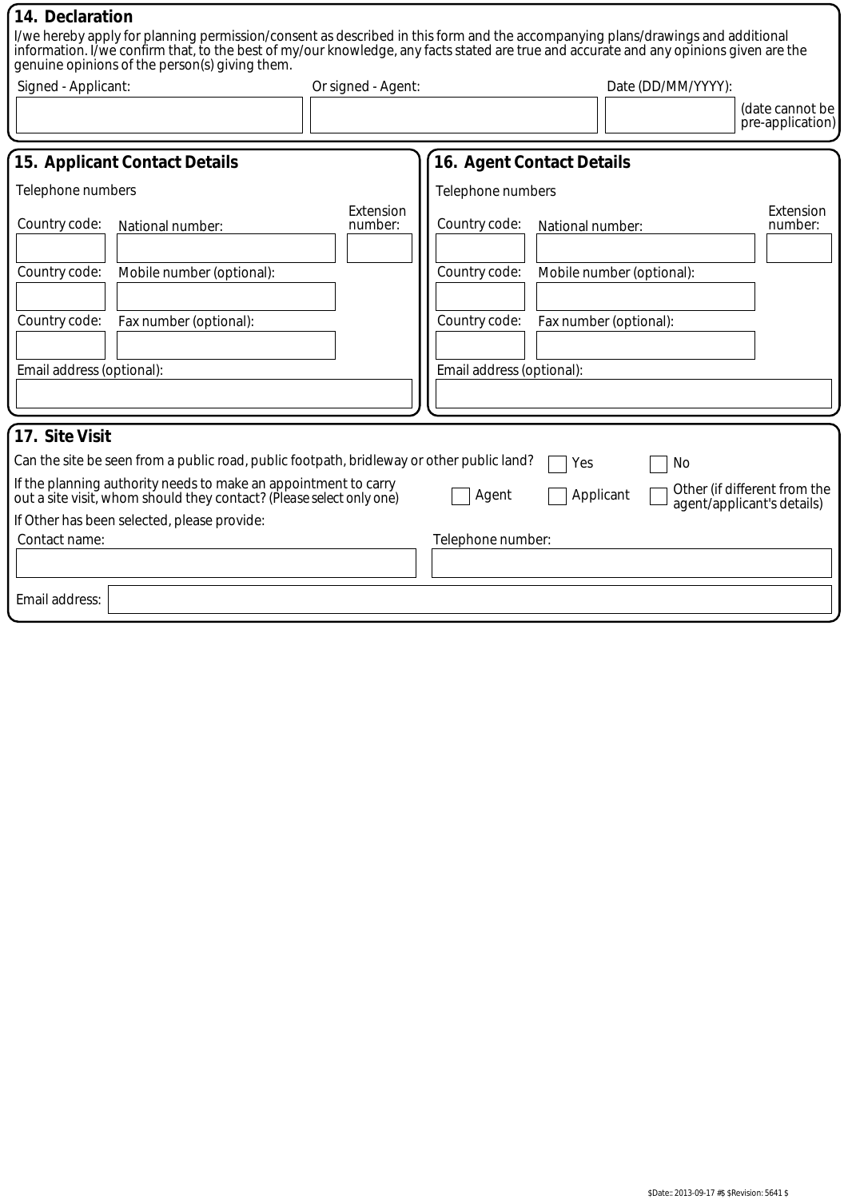## 14. Declaration

I/we hereby apply for planning permission/consent as described in this form and the accompanying plans/drawings and additional information. I/we confirm that, to the best of my/our knowledge, any facts stated are true and accurate and any opinions given are the genuine opinions of the person(s) giving them.

| Signed - Applicant: | Or signed - Agent: | Date (DD/MM/YYYY): |
|---|---|---|
| | | (date cannot be pre-application) |

## 15. Applicant Contact Details

Telephone numbers

| Country code: | National number: | Extension number: |
|---|---|---|
| | | |

| Country code: | Mobile number (optional): |
|---|---|
| | |

| Country code: | Fax number (optional): |
|---|---|
| | |

Email address (optional):

## 16. Agent Contact Details

Telephone numbers

| Country code: | National number: | Extension number: |
|---|---|---|
| | | |

| Country code: | Mobile number (optional): |
|---|---|
| | |

| Country code: | Fax number (optional): |
|---|---|
| | |

Email address (optional):

## 17. Site Visit

Can the site be seen from a public road, public footpath, bridleway or other public land? ☐ Yes ☐ No

If the planning authority needs to make an appointment to carry out a site visit, whom should they contact? (Please select only one) ☐ Agent ☐ Applicant ☐ Other (if different from the agent/applicant's details)

If Other has been selected, please provide:

| Contact name: | Telephone number: |
|---|---|
| | |

Email address:

$Date:: 2013-09-17 #$ $Revision: 5641 $